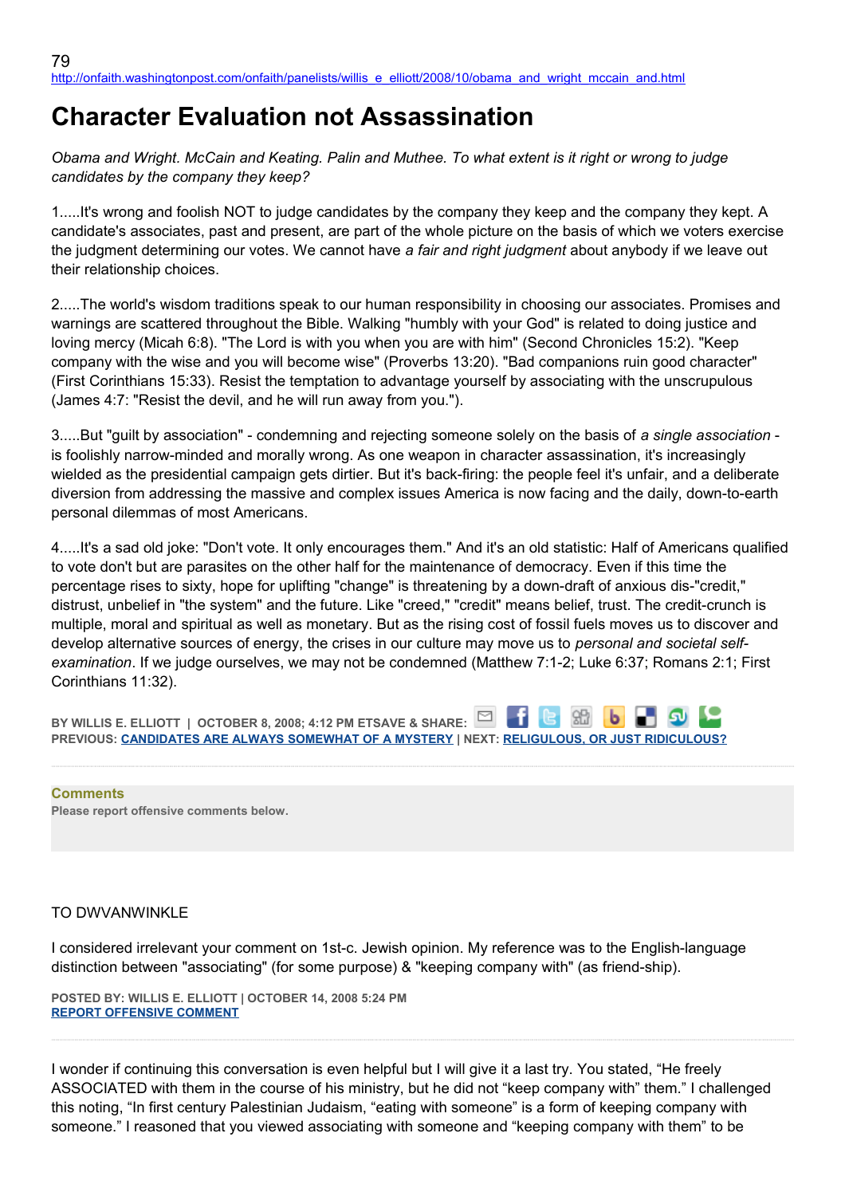http://onfaith.washingtonpost.com/onfaith/panelists/willis_e_elliott/2008/10/obama_and_wright_mccain_and.html

# Character Evaluation not Assassination

*Obama and Wright. McCain and Keating. Palin and Muthee. To what extent is it right or wrong to judge candidates by the company they keep?*

1.....It's wrong and foolish NOT to judge candidates by the company they keep and the company they kept. A candidate's associates, past and present, are part of the whole picture on the basis of which we voters exercise the judgment determining our votes. We cannot have *a fair and right judgment* about anybody if we leave out their relationship choices.

2.....The world's wisdom traditions speak to our human responsibility in choosing our associates. Promises and warnings are scattered throughout the Bible. Walking "humbly with your God" is related to doing justice and loving mercy (Micah 6:8). "The Lord is with you when you are with him" (Second Chronicles 15:2). "Keep company with the wise and you will become wise" (Proverbs 13:20). "Bad companions ruin good character" (First Corinthians 15:33). Resist the temptation to advantage yourself by associating with the unscrupulous (James 4:7: "Resist the devil, and he will run away from you.").

3.....But "guilt by association" - condemning and rejecting someone solely on the basis of *a single association* - is foolishly narrow-minded and morally wrong. As one weapon in character assassination, it's increasingly wielded as the presidential campaign gets dirtier. But it's back-firing: the people feel it's unfair, and a deliberate diversion from addressing the massive and complex issues America is now facing and the daily, down-to-earth personal dilemmas of most Americans.

4.....It's a sad old joke: "Don't vote. It only encourages them." And it's an old statistic: Half of Americans qualified to vote don't but are parasites on the other half for the maintenance of democracy. Even if this time the percentage rises to sixty, hope for uplifting "change" is threatening by a down-draft of anxious dis-"credit," distrust, unbelief in "the system" and the future. Like "creed," "credit" means belief, trust. The credit-crunch is multiple, moral and spiritual as well as monetary. But as the rising cost of fossil fuels moves us to discover and develop alternative sources of energy, the crises in our culture may move us to *personal and societal self-examination*. If we judge ourselves, we may not be condemned (Matthew 7:1-2; Luke 6:37; Romans 2:1; First Corinthians 11:32).

**BY WILLIS E. ELLIOTT | OCTOBER 8, 2008; 4:12 PM ET** SAVE & SHARE:
**PREVIOUS: CANDIDATES ARE ALWAYS SOMEWHAT OF A MYSTERY | NEXT: RELIGULOUS, OR JUST RIDICULOUS?**

**Comments**
**Please report offensive comments below.**

TO DWVANWINKLE

I considered irrelevant your comment on 1st-c. Jewish opinion. My reference was to the English-language distinction between "associating" (for some purpose) & "keeping company with" (as friend-ship).

**POSTED BY: WILLIS E. ELLIOTT | OCTOBER 14, 2008 5:24 PM**
**REPORT OFFENSIVE COMMENT**

I wonder if continuing this conversation is even helpful but I will give it a last try. You stated, "He freely ASSOCIATED with them in the course of his ministry, but he did not "keep company with" them." I challenged this noting, "In first century Palestinian Judaism, "eating with someone" is a form of keeping company with someone." I reasoned that you viewed associating with someone and "keeping company with them" to be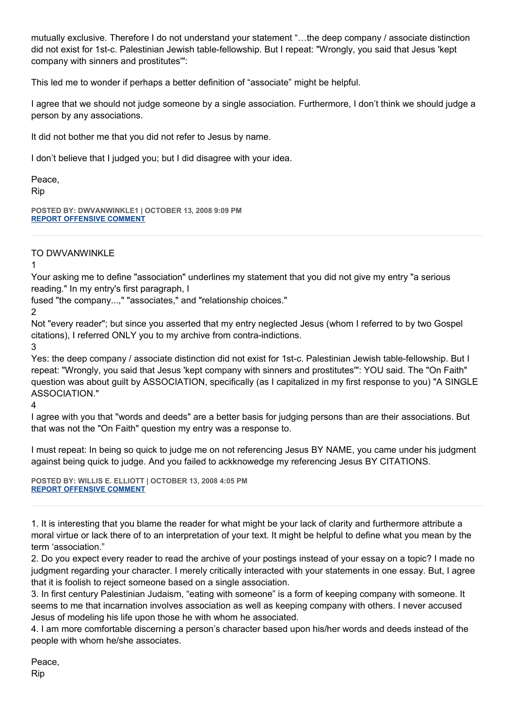mutually exclusive. Therefore I do not understand your statement "…the deep company / associate distinction did not exist for 1st-c. Palestinian Jewish table-fellowship. But I repeat: "Wrongly, you said that Jesus 'kept company with sinners and prostitutes'":

This led me to wonder if perhaps a better definition of "associate" might be helpful.

I agree that we should not judge someone by a single association. Furthermore, I don't think we should judge a person by any associations.

It did not bother me that you did not refer to Jesus by name.

I don't believe that I judged you; but I did disagree with your idea.

Peace,
Rip

**POSTED BY: DWVANWINKLE1 | OCTOBER 13, 2008 9:09 PM**
**REPORT OFFENSIVE COMMENT**

---

TO DWVANWINKLE

1
Your asking me to define "association" underlines my statement that you did not give my entry "a serious reading." In my entry's first paragraph, I
fused "the company...," "associates," and "relationship choices."

2
Not "every reader"; but since you asserted that my entry neglected Jesus (whom I referred to by two Gospel citations), I referred ONLY you to my archive from contra-indictions.

3
Yes: the deep company / associate distinction did not exist for 1st-c. Palestinian Jewish table-fellowship. But I repeat: "Wrongly, you said that Jesus 'kept company with sinners and prostitutes'": YOU said. The "On Faith" question was about guilt by ASSOCIATION, specifically (as I capitalized in my first response to you) "A SINGLE ASSOCIATION."

4
I agree with you that "words and deeds" are a better basis for judging persons than are their associations. But that was not the "On Faith" question my entry was a response to.

I must repeat: In being so quick to judge me on not referencing Jesus BY NAME, you came under his judgment against being quick to judge. And you failed to ackknowedge my referencing Jesus BY CITATIONS.

**POSTED BY: WILLIS E. ELLIOTT | OCTOBER 13, 2008 4:05 PM**
**REPORT OFFENSIVE COMMENT**

---

1. It is interesting that you blame the reader for what might be your lack of clarity and furthermore attribute a moral virtue or lack there of to an interpretation of your text. It might be helpful to define what you mean by the term 'association.'
2. Do you expect every reader to read the archive of your postings instead of your essay on a topic? I made no judgment regarding your character. I merely critically interacted with your statements in one essay. But, I agree that it is foolish to reject someone based on a single association.
3. In first century Palestinian Judaism, "eating with someone" is a form of keeping company with someone. It seems to me that incarnation involves association as well as keeping company with others. I never accused Jesus of modeling his life upon those he with whom he associated.
4. I am more comfortable discerning a person's character based upon his/her words and deeds instead of the people with whom he/she associates.

Peace,
Rip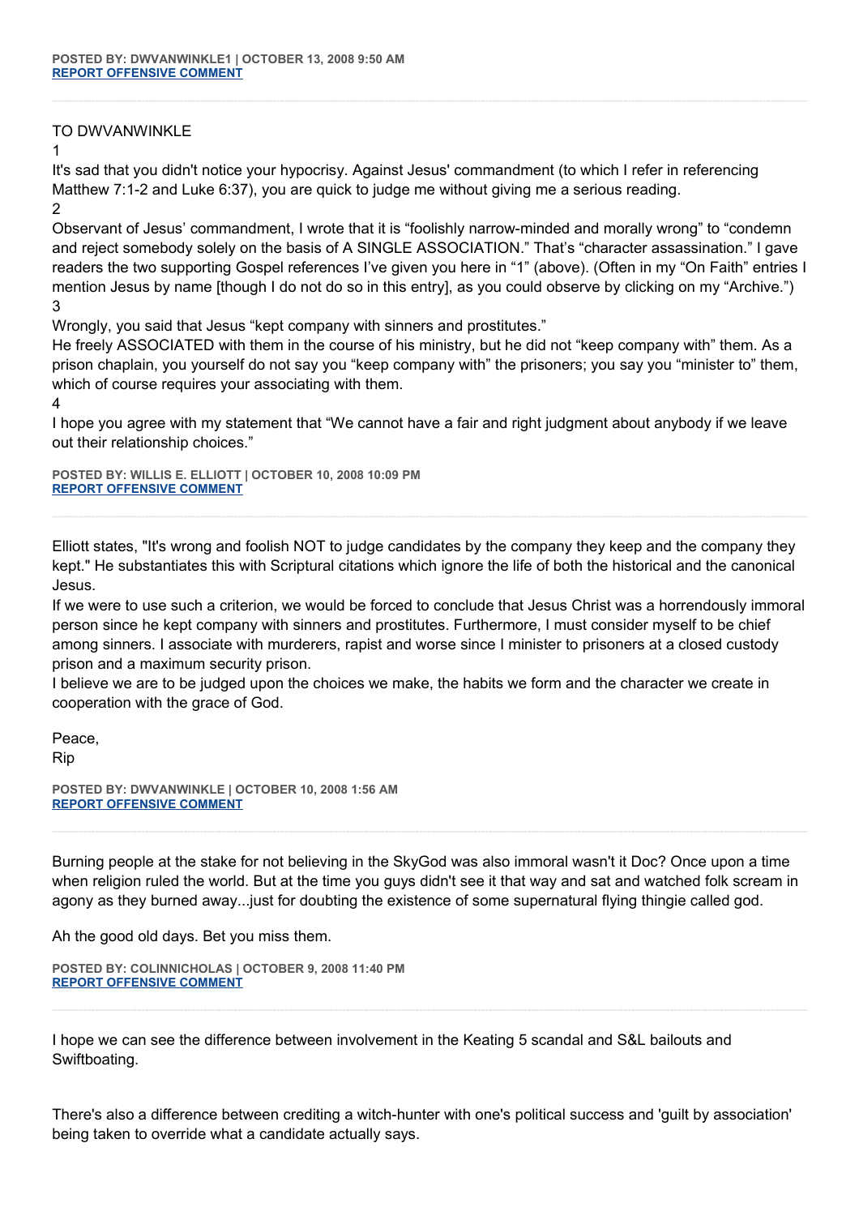**POSTED BY: DWVANWINKLE1 | OCTOBER 13, 2008 9:50 AM**
**REPORT OFFENSIVE COMMENT**

---

TO DWVANWINKLE

1

It's sad that you didn't notice your hypocrisy. Against Jesus' commandment (to which I refer in referencing Matthew 7:1-2 and Luke 6:37), you are quick to judge me without giving me a serious reading.

2

Observant of Jesus' commandment, I wrote that it is "foolishly narrow-minded and morally wrong" to "condemn and reject somebody solely on the basis of A SINGLE ASSOCIATION." That's "character assassination." I gave readers the two supporting Gospel references I've given you here in "1" (above). (Often in my "On Faith" entries I mention Jesus by name [though I do not do so in this entry], as you could observe by clicking on my "Archive.")

3

Wrongly, you said that Jesus "kept company with sinners and prostitutes."

He freely ASSOCIATED with them in the course of his ministry, but he did not "keep company with" them. As a prison chaplain, you yourself do not say you "keep company with" the prisoners; you say you "minister to" them, which of course requires your associating with them.

4

I hope you agree with my statement that "We cannot have a fair and right judgment about anybody if we leave out their relationship choices."

**POSTED BY: WILLIS E. ELLIOTT | OCTOBER 10, 2008 10:09 PM**
**REPORT OFFENSIVE COMMENT**

---

Elliott states, "It's wrong and foolish NOT to judge candidates by the company they keep and the company they kept." He substantiates this with Scriptural citations which ignore the life of both the historical and the canonical Jesus.

If we were to use such a criterion, we would be forced to conclude that Jesus Christ was a horrendously immoral person since he kept company with sinners and prostitutes. Furthermore, I must consider myself to be chief among sinners. I associate with murderers, rapist and worse since I minister to prisoners at a closed custody prison and a maximum security prison.

I believe we are to be judged upon the choices we make, the habits we form and the character we create in cooperation with the grace of God.

Peace,
Rip

**POSTED BY: DWVANWINKLE | OCTOBER 10, 2008 1:56 AM**
**REPORT OFFENSIVE COMMENT**

---

Burning people at the stake for not believing in the SkyGod was also immoral wasn't it Doc? Once upon a time when religion ruled the world. But at the time you guys didn't see it that way and sat and watched folk scream in agony as they burned away...just for doubting the existence of some supernatural flying thingie called god.

Ah the good old days. Bet you miss them.

**POSTED BY: COLINNICHOLAS | OCTOBER 9, 2008 11:40 PM**
**REPORT OFFENSIVE COMMENT**

---

I hope we can see the difference between involvement in the Keating 5 scandal and S&L bailouts and Swiftboating.

There's also a difference between crediting a witch-hunter with one's political success and 'guilt by association' being taken to override what a candidate actually says.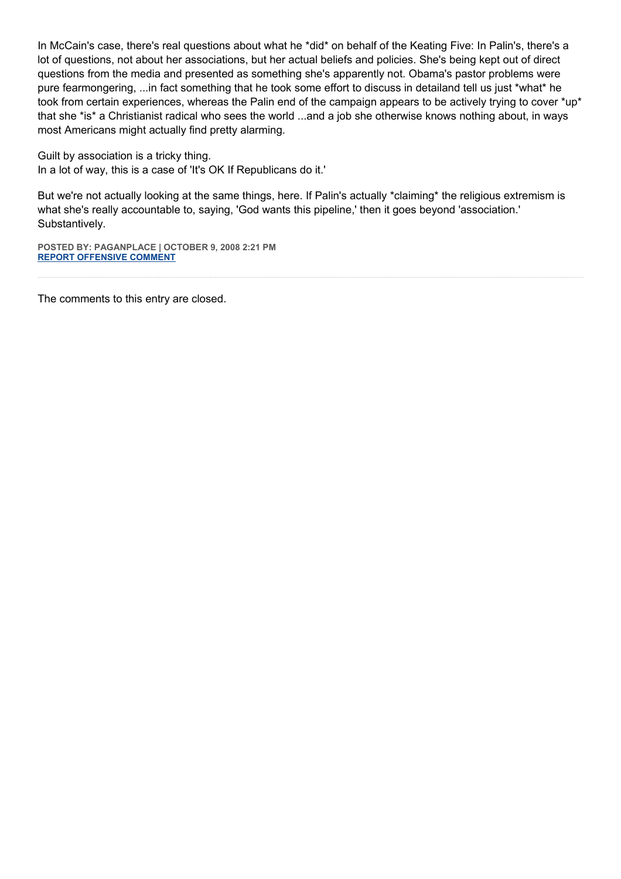In McCain's case, there's real questions about what he *did* on behalf of the Keating Five: In Palin's, there's a lot of questions, not about her associations, but her actual beliefs and policies. She's being kept out of direct questions from the media and presented as something she's apparently not. Obama's pastor problems were pure fearmongering, ...in fact something that he took some effort to discuss in detailand tell us just *what* he took from certain experiences, whereas the Palin end of the campaign appears to be actively trying to cover *up* that she *is* a Christianist radical who sees the world ...and a job she otherwise knows nothing about, in ways most Americans might actually find pretty alarming.

Guilt by association is a tricky thing.
In a lot of way, this is a case of 'It's OK If Republicans do it.'

But we're not actually looking at the same things, here. If Palin's actually *claiming* the religious extremism is what she's really accountable to, saying, 'God wants this pipeline,' then it goes beyond 'association.' Substantively.

**POSTED BY: PAGANPLACE | OCTOBER 9, 2008 2:21 PM**
**REPORT OFFENSIVE COMMENT**

---

The comments to this entry are closed.